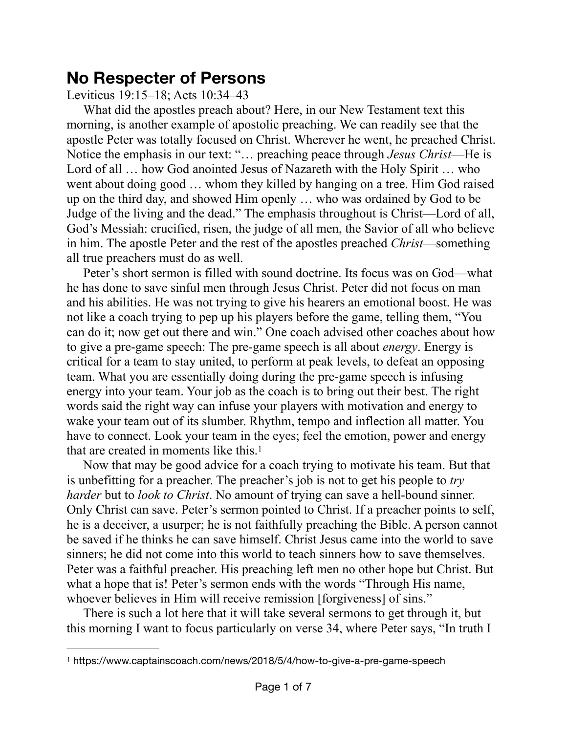# No Respecter of Persons

Leviticus 19:15–18; Acts 10:34–43

What did the apostles preach about? Here, in our New Testament text this morning, is another example of apostolic preaching. We can readily see that the apostle Peter was totally focused on Christ. Wherever he went, he preached Christ. Notice the emphasis in our text: "… preaching peace through *Jesus Christ*—He is Lord of all … how God anointed Jesus of Nazareth with the Holy Spirit … who went about doing good … whom they killed by hanging on a tree. Him God raised up on the third day, and showed Him openly … who was ordained by God to be Judge of the living and the dead." The emphasis throughout is Christ—Lord of all, God's Messiah: crucified, risen, the judge of all men, the Savior of all who believe in him. The apostle Peter and the rest of the apostles preached *Christ*—something all true preachers must do as well.

Peter's short sermon is filled with sound doctrine. Its focus was on God—what he has done to save sinful men through Jesus Christ. Peter did not focus on man and his abilities. He was not trying to give his hearers an emotional boost. He was not like a coach trying to pep up his players before the game, telling them, "You can do it; now get out there and win." One coach advised other coaches about how to give a pre-game speech: The pre-game speech is all about *energy*. Energy is critical for a team to stay united, to perform at peak levels, to defeat an opposing team. What you are essentially doing during the pre-game speech is infusing energy into your team. Your job as the coach is to bring out their best. The right words said the right way can infuse your players with motivation and energy to wake your team out of its slumber. Rhythm, tempo and inflection all matter. You have to connect. Look your team in the eyes; feel the emotion, power and energy that are created in moments like this.[1]

Now that may be good advice for a coach trying to motivate his team. But that is unbefitting for a preacher. The preacher's job is not to get his people to *try harder* but to *look to Christ*. No amount of trying can save a hell-bound sinner. Only Christ can save. Peter's sermon pointed to Christ. If a preacher points to self, he is a deceiver, a usurper; he is not faithfully preaching the Bible. A person cannot be saved if he thinks he can save himself. Christ Jesus came into the world to save sinners; he did not come into this world to teach sinners how to save themselves. Peter was a faithful preacher. His preaching left men no other hope but Christ. But what a hope that is! Peter's sermon ends with the words "Through His name, whoever believes in Him will receive remission [forgiveness] of sins."

There is such a lot here that it will take several sermons to get through it, but this morning I want to focus particularly on verse 34, where Peter says, "In truth I

---

[1] https://www.captainscoach.com/news/2018/5/4/how-to-give-a-pre-game-speech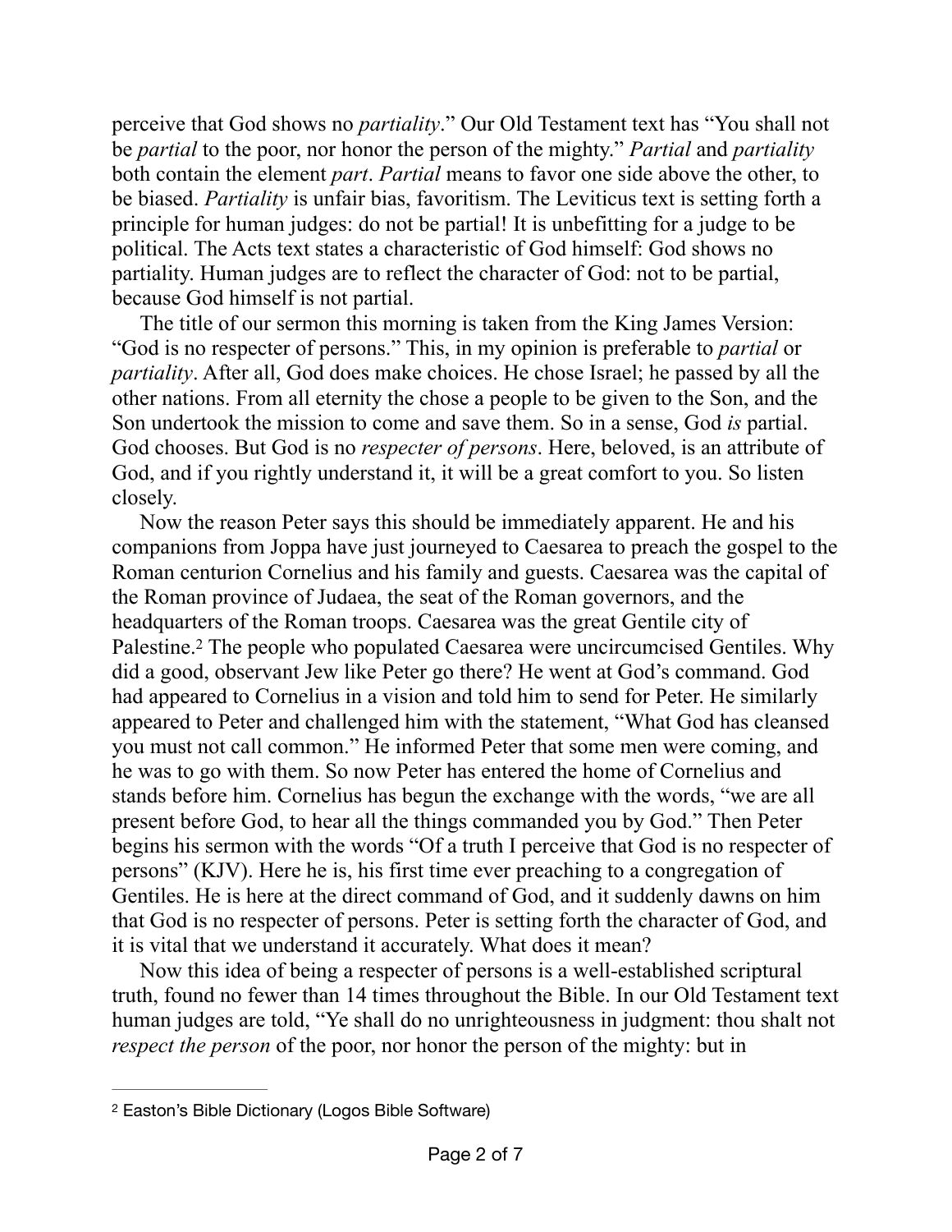perceive that God shows no *partiality*." Our Old Testament text has "You shall not be *partial* to the poor, nor honor the person of the mighty." *Partial* and *partiality* both contain the element *part*. *Partial* means to favor one side above the other, to be biased. *Partiality* is unfair bias, favoritism. The Leviticus text is setting forth a principle for human judges: do not be partial! It is unbefitting for a judge to be political. The Acts text states a characteristic of God himself: God shows no partiality. Human judges are to reflect the character of God: not to be partial, because God himself is not partial.

The title of our sermon this morning is taken from the King James Version: "God is no respecter of persons." This, in my opinion is preferable to *partial* or *partiality*. After all, God does make choices. He chose Israel; he passed by all the other nations. From all eternity the chose a people to be given to the Son, and the Son undertook the mission to come and save them. So in a sense, God *is* partial. God chooses. But God is no *respecter of persons*. Here, beloved, is an attribute of God, and if you rightly understand it, it will be a great comfort to you. So listen closely.

Now the reason Peter says this should be immediately apparent. He and his companions from Joppa have just journeyed to Caesarea to preach the gospel to the Roman centurion Cornelius and his family and guests. Caesarea was the capital of the Roman province of Judaea, the seat of the Roman governors, and the headquarters of the Roman troops. Caesarea was the great Gentile city of Palestine.[2] The people who populated Caesarea were uncircumcised Gentiles. Why did a good, observant Jew like Peter go there? He went at God's command. God had appeared to Cornelius in a vision and told him to send for Peter. He similarly appeared to Peter and challenged him with the statement, "What God has cleansed you must not call common." He informed Peter that some men were coming, and he was to go with them. So now Peter has entered the home of Cornelius and stands before him. Cornelius has begun the exchange with the words, "we are all present before God, to hear all the things commanded you by God." Then Peter begins his sermon with the words "Of a truth I perceive that God is no respecter of persons" (KJV). Here he is, his first time ever preaching to a congregation of Gentiles. He is here at the direct command of God, and it suddenly dawns on him that God is no respecter of persons. Peter is setting forth the character of God, and it is vital that we understand it accurately. What does it mean?

Now this idea of being a respecter of persons is a well-established scriptural truth, found no fewer than 14 times throughout the Bible. In our Old Testament text human judges are told, "Ye shall do no unrighteousness in judgment: thou shalt not *respect the person* of the poor, nor honor the person of the mighty: but in

---

[2] Easton's Bible Dictionary (Logos Bible Software)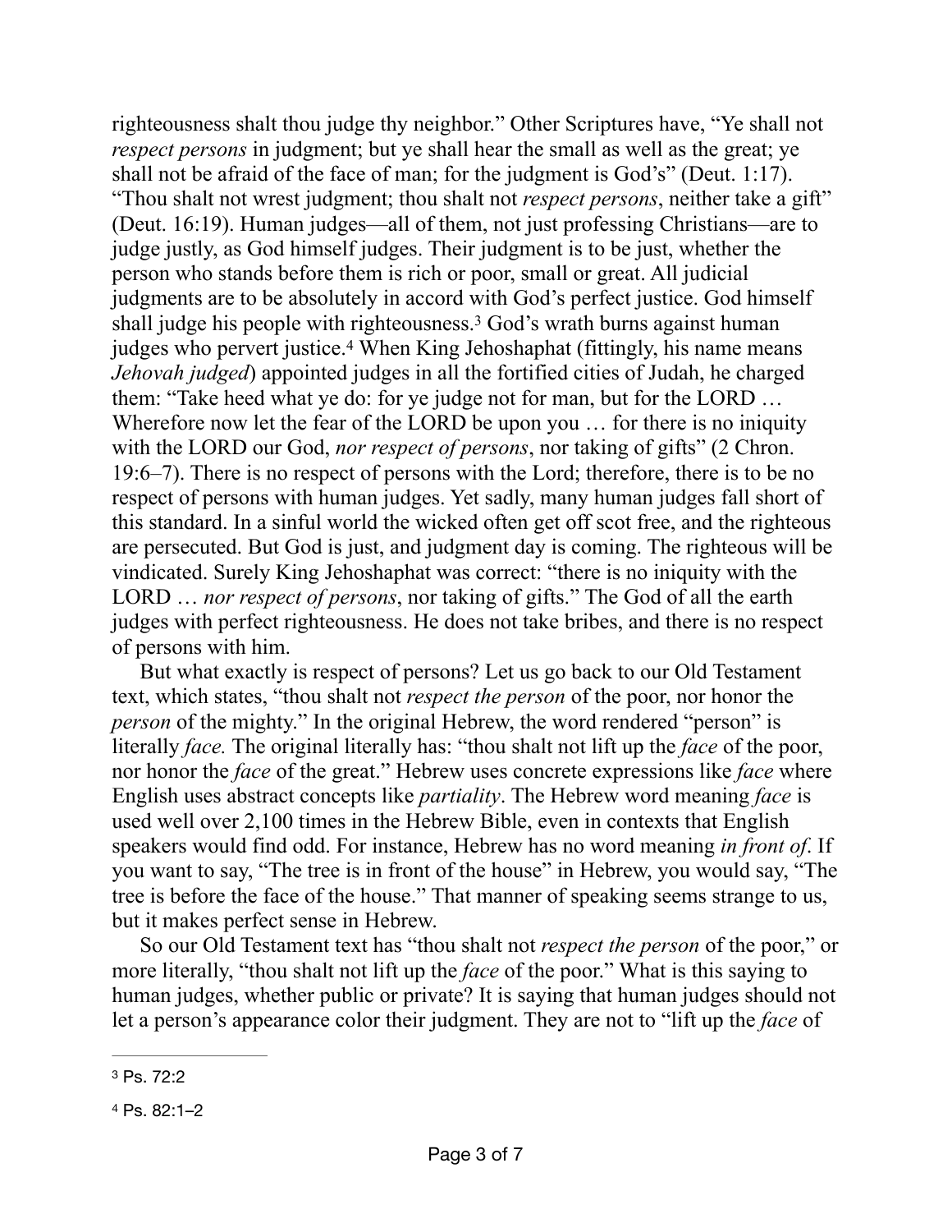righteousness shalt thou judge thy neighbor." Other Scriptures have, "Ye shall not *respect persons* in judgment; but ye shall hear the small as well as the great; ye shall not be afraid of the face of man; for the judgment is God's" (Deut. 1:17). "Thou shalt not wrest judgment; thou shalt not *respect persons*, neither take a gift" (Deut. 16:19). Human judges—all of them, not just professing Christians—are to judge justly, as God himself judges. Their judgment is to be just, whether the person who stands before them is rich or poor, small or great. All judicial judgments are to be absolutely in accord with God's perfect justice. God himself shall judge his people with righteousness.[3] God's wrath burns against human judges who pervert justice.[4] When King Jehoshaphat (fittingly, his name means *Jehovah judged*) appointed judges in all the fortified cities of Judah, he charged them: "Take heed what ye do: for ye judge not for man, but for the LORD … Wherefore now let the fear of the LORD be upon you … for there is no iniquity with the LORD our God, *nor respect of persons*, nor taking of gifts" (2 Chron. 19:6–7). There is no respect of persons with the Lord; therefore, there is to be no respect of persons with human judges. Yet sadly, many human judges fall short of this standard. In a sinful world the wicked often get off scot free, and the righteous are persecuted. But God is just, and judgment day is coming. The righteous will be vindicated. Surely King Jehoshaphat was correct: "there is no iniquity with the LORD … *nor respect of persons*, nor taking of gifts." The God of all the earth judges with perfect righteousness. He does not take bribes, and there is no respect of persons with him.

But what exactly is respect of persons? Let us go back to our Old Testament text, which states, "thou shalt not *respect the person* of the poor, nor honor the *person* of the mighty." In the original Hebrew, the word rendered "person" is literally *face.* The original literally has: "thou shalt not lift up the *face* of the poor, nor honor the *face* of the great." Hebrew uses concrete expressions like *face* where English uses abstract concepts like *partiality*. The Hebrew word meaning *face* is used well over 2,100 times in the Hebrew Bible, even in contexts that English speakers would find odd. For instance, Hebrew has no word meaning *in front of*. If you want to say, "The tree is in front of the house" in Hebrew, you would say, "The tree is before the face of the house." That manner of speaking seems strange to us, but it makes perfect sense in Hebrew.

So our Old Testament text has "thou shalt not *respect the person* of the poor," or more literally, "thou shalt not lift up the *face* of the poor." What is this saying to human judges, whether public or private? It is saying that human judges should not let a person's appearance color their judgment. They are not to "lift up the *face* of

---

[3] Ps. 72:2

[4] Ps. 82:1–2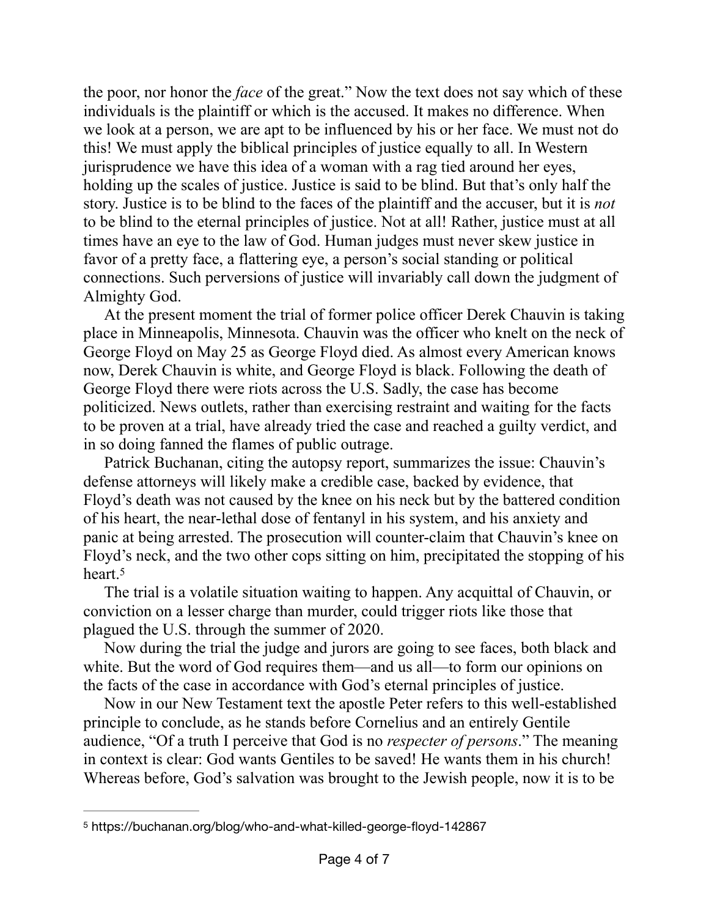the poor, nor honor the *face* of the great." Now the text does not say which of these individuals is the plaintiff or which is the accused. It makes no difference. When we look at a person, we are apt to be influenced by his or her face. We must not do this! We must apply the biblical principles of justice equally to all. In Western jurisprudence we have this idea of a woman with a rag tied around her eyes, holding up the scales of justice. Justice is said to be blind. But that's only half the story. Justice is to be blind to the faces of the plaintiff and the accuser, but it is *not* to be blind to the eternal principles of justice. Not at all! Rather, justice must at all times have an eye to the law of God. Human judges must never skew justice in favor of a pretty face, a flattering eye, a person's social standing or political connections. Such perversions of justice will invariably call down the judgment of Almighty God.

At the present moment the trial of former police officer Derek Chauvin is taking place in Minneapolis, Minnesota. Chauvin was the officer who knelt on the neck of George Floyd on May 25 as George Floyd died. As almost every American knows now, Derek Chauvin is white, and George Floyd is black. Following the death of George Floyd there were riots across the U.S. Sadly, the case has become politicized. News outlets, rather than exercising restraint and waiting for the facts to be proven at a trial, have already tried the case and reached a guilty verdict, and in so doing fanned the flames of public outrage.

Patrick Buchanan, citing the autopsy report, summarizes the issue: Chauvin's defense attorneys will likely make a credible case, backed by evidence, that Floyd's death was not caused by the knee on his neck but by the battered condition of his heart, the near-lethal dose of fentanyl in his system, and his anxiety and panic at being arrested. The prosecution will counter-claim that Chauvin's knee on Floyd's neck, and the two other cops sitting on him, precipitated the stopping of his heart.[5]

The trial is a volatile situation waiting to happen. Any acquittal of Chauvin, or conviction on a lesser charge than murder, could trigger riots like those that plagued the U.S. through the summer of 2020.

Now during the trial the judge and jurors are going to see faces, both black and white. But the word of God requires them—and us all—to form our opinions on the facts of the case in accordance with God's eternal principles of justice.

Now in our New Testament text the apostle Peter refers to this well-established principle to conclude, as he stands before Cornelius and an entirely Gentile audience, "Of a truth I perceive that God is no *respecter of persons*." The meaning in context is clear: God wants Gentiles to be saved! He wants them in his church! Whereas before, God's salvation was brought to the Jewish people, now it is to be

---

[5] https://buchanan.org/blog/who-and-what-killed-george-floyd-142867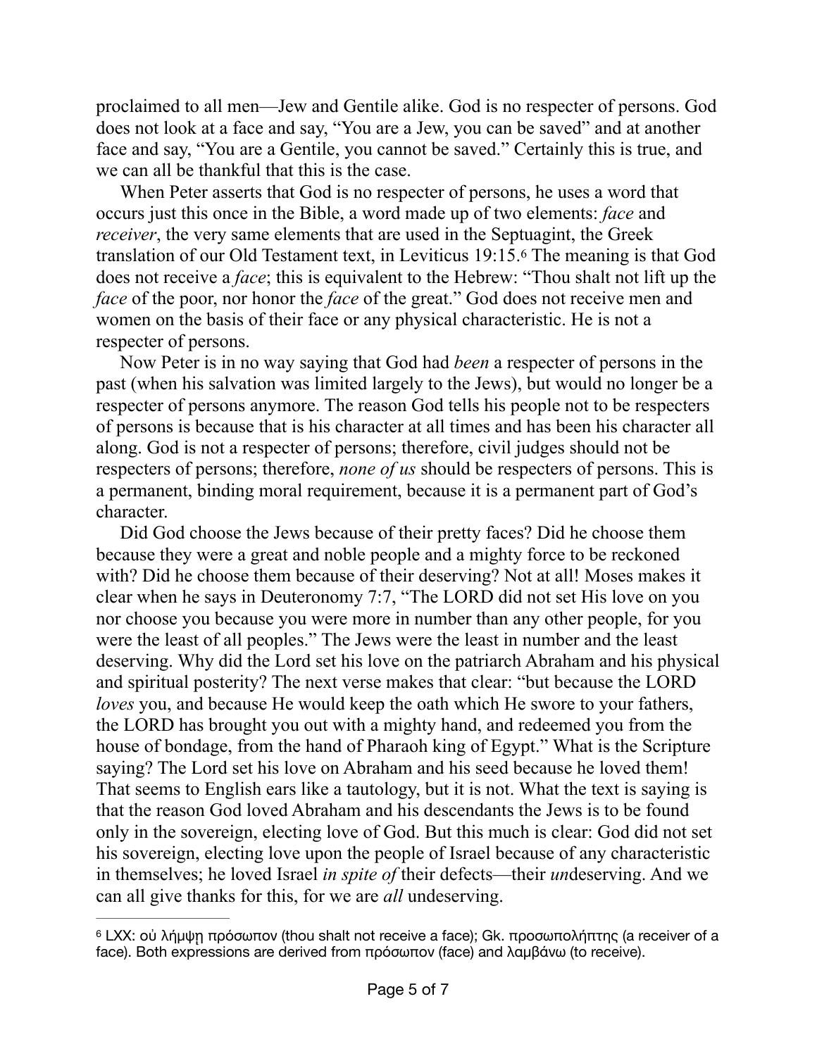proclaimed to all men—Jew and Gentile alike. God is no respecter of persons. God does not look at a face and say, "You are a Jew, you can be saved" and at another face and say, "You are a Gentile, you cannot be saved." Certainly this is true, and we can all be thankful that this is the case.

When Peter asserts that God is no respecter of persons, he uses a word that occurs just this once in the Bible, a word made up of two elements: *face* and *receiver*, the very same elements that are used in the Septuagint, the Greek translation of our Old Testament text, in Leviticus 19:15.[6] The meaning is that God does not receive a *face*; this is equivalent to the Hebrew: "Thou shalt not lift up the *face* of the poor, nor honor the *face* of the great." God does not receive men and women on the basis of their face or any physical characteristic. He is not a respecter of persons.

Now Peter is in no way saying that God had *been* a respecter of persons in the past (when his salvation was limited largely to the Jews), but would no longer be a respecter of persons anymore. The reason God tells his people not to be respecters of persons is because that is his character at all times and has been his character all along. God is not a respecter of persons; therefore, civil judges should not be respecters of persons; therefore, *none of us* should be respecters of persons. This is a permanent, binding moral requirement, because it is a permanent part of God's character.

Did God choose the Jews because of their pretty faces? Did he choose them because they were a great and noble people and a mighty force to be reckoned with? Did he choose them because of their deserving? Not at all! Moses makes it clear when he says in Deuteronomy 7:7, "The LORD did not set His love on you nor choose you because you were more in number than any other people, for you were the least of all peoples." The Jews were the least in number and the least deserving. Why did the Lord set his love on the patriarch Abraham and his physical and spiritual posterity? The next verse makes that clear: "but because the LORD *loves* you, and because He would keep the oath which He swore to your fathers, the LORD has brought you out with a mighty hand, and redeemed you from the house of bondage, from the hand of Pharaoh king of Egypt." What is the Scripture saying? The Lord set his love on Abraham and his seed because he loved them! That seems to English ears like a tautology, but it is not. What the text is saying is that the reason God loved Abraham and his descendants the Jews is to be found only in the sovereign, electing love of God. But this much is clear: God did not set his sovereign, electing love upon the people of Israel because of any characteristic in themselves; he loved Israel *in spite of* their defects—their *un*deserving. And we can all give thanks for this, for we are *all* undeserving.

---

[6] LXX: οὐ λήμψῃ πρόσωπον (thou shalt not receive a face); Gk. προσωπολήπτης (a receiver of a face). Both expressions are derived from πρόσωπον (face) and λαμβάνω (to receive).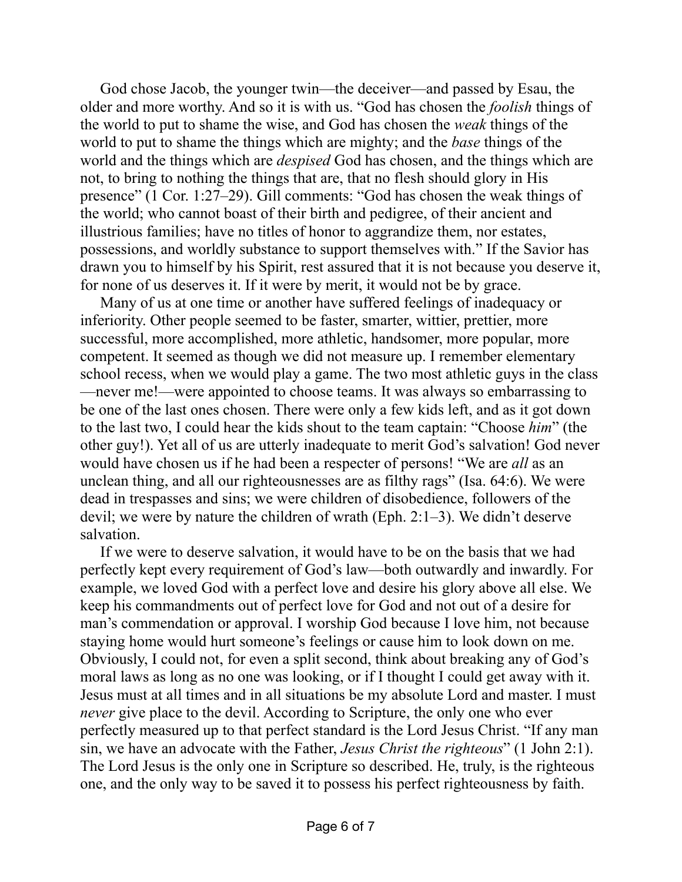God chose Jacob, the younger twin—the deceiver—and passed by Esau, the older and more worthy. And so it is with us. "God has chosen the *foolish* things of the world to put to shame the wise, and God has chosen the *weak* things of the world to put to shame the things which are mighty; and the *base* things of the world and the things which are *despised* God has chosen, and the things which are not, to bring to nothing the things that are, that no flesh should glory in His presence" (1 Cor. 1:27–29). Gill comments: "God has chosen the weak things of the world; who cannot boast of their birth and pedigree, of their ancient and illustrious families; have no titles of honor to aggrandize them, nor estates, possessions, and worldly substance to support themselves with." If the Savior has drawn you to himself by his Spirit, rest assured that it is not because you deserve it, for none of us deserves it. If it were by merit, it would not be by grace.

Many of us at one time or another have suffered feelings of inadequacy or inferiority. Other people seemed to be faster, smarter, wittier, prettier, more successful, more accomplished, more athletic, handsomer, more popular, more competent. It seemed as though we did not measure up. I remember elementary school recess, when we would play a game. The two most athletic guys in the class—never me!—were appointed to choose teams. It was always so embarrassing to be one of the last ones chosen. There were only a few kids left, and as it got down to the last two, I could hear the kids shout to the team captain: "Choose *him*" (the other guy!). Yet all of us are utterly inadequate to merit God's salvation! God never would have chosen us if he had been a respecter of persons! "We are *all* as an unclean thing, and all our righteousnesses are as filthy rags" (Isa. 64:6). We were dead in trespasses and sins; we were children of disobedience, followers of the devil; we were by nature the children of wrath (Eph. 2:1–3). We didn't deserve salvation.

If we were to deserve salvation, it would have to be on the basis that we had perfectly kept every requirement of God's law—both outwardly and inwardly. For example, we loved God with a perfect love and desire his glory above all else. We keep his commandments out of perfect love for God and not out of a desire for man's commendation or approval. I worship God because I love him, not because staying home would hurt someone's feelings or cause him to look down on me. Obviously, I could not, for even a split second, think about breaking any of God's moral laws as long as no one was looking, or if I thought I could get away with it. Jesus must at all times and in all situations be my absolute Lord and master. I must *never* give place to the devil. According to Scripture, the only one who ever perfectly measured up to that perfect standard is the Lord Jesus Christ. "If any man sin, we have an advocate with the Father, *Jesus Christ the righteous*" (1 John 2:1). The Lord Jesus is the only one in Scripture so described. He, truly, is the righteous one, and the only way to be saved it to possess his perfect righteousness by faith.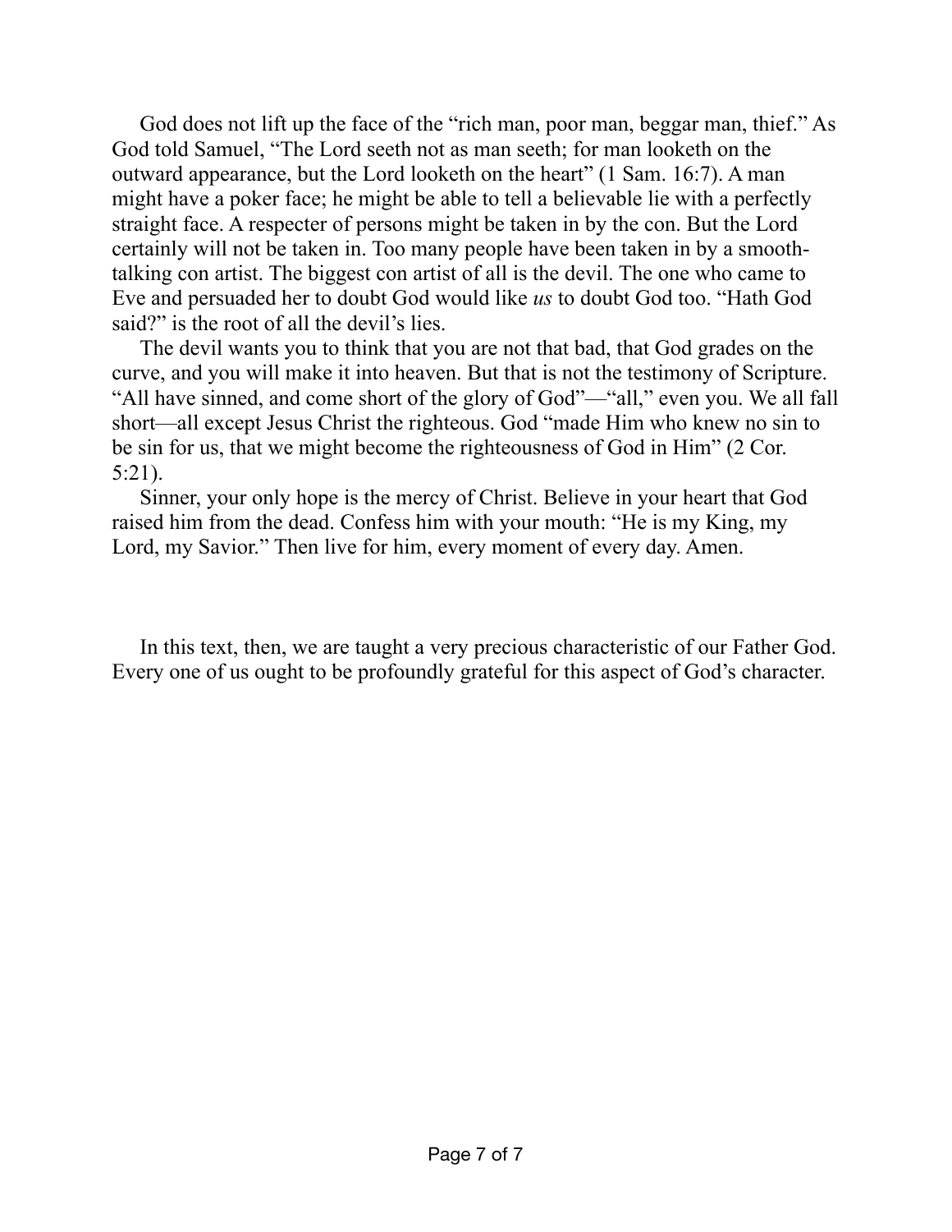God does not lift up the face of the "rich man, poor man, beggar man, thief." As God told Samuel, "The Lord seeth not as man seeth; for man looketh on the outward appearance, but the Lord looketh on the heart" (1 Sam. 16:7). A man might have a poker face; he might be able to tell a believable lie with a perfectly straight face. A respecter of persons might be taken in by the con. But the Lord certainly will not be taken in. Too many people have been taken in by a smooth-talking con artist. The biggest con artist of all is the devil. The one who came to Eve and persuaded her to doubt God would like *us* to doubt God too. "Hath God said?" is the root of all the devil's lies.

The devil wants you to think that you are not that bad, that God grades on the curve, and you will make it into heaven. But that is not the testimony of Scripture. "All have sinned, and come short of the glory of God"—"all," even you. We all fall short—all except Jesus Christ the righteous. God "made Him who knew no sin to be sin for us, that we might become the righteousness of God in Him" (2 Cor. 5:21).

Sinner, your only hope is the mercy of Christ. Believe in your heart that God raised him from the dead. Confess him with your mouth: "He is my King, my Lord, my Savior." Then live for him, every moment of every day. Amen.

In this text, then, we are taught a very precious characteristic of our Father God. Every one of us ought to be profoundly grateful for this aspect of God's character.